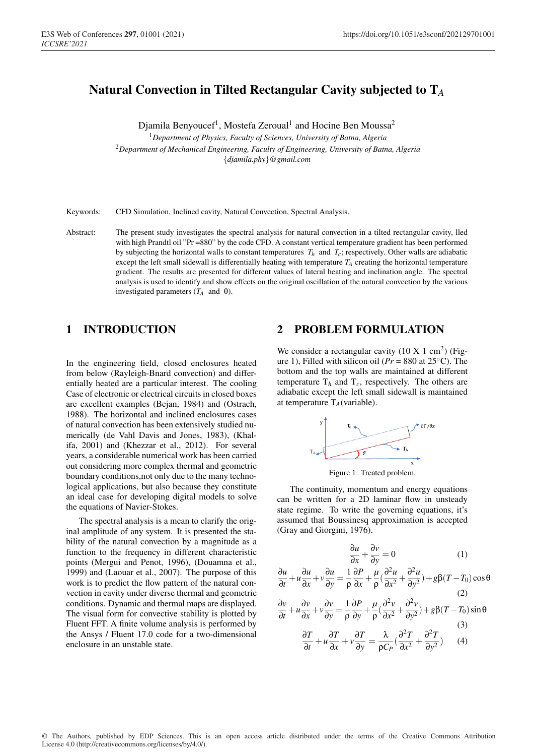# Natural Convection in Tilted Rectangular Cavity subjected to $T_A$

Djamila Benyoucef[1], Mostefa Zeroual[1] and Hocine Ben Moussa[2]

[1]*Department of Physics, Faculty of Sciences, University of Batna, Algeria*

[2]*Department of Mechanical Engineering, Faculty of Engineering, University of Batna, Algeria*

{*djamila.phy*}*@gmail.com*

Keywords: CFD Simulation, Inclined cavity, Natural Convection, Spectral Analysis.

Abstract: The present study investigates the spectral analysis for natural convection in a tilted rectangular cavity, lled with high Prandtl oil "Pr =880" by the code CFD. A constant vertical temperature gradient has been performed by subjecting the horizontal walls to constant temperatures $T_h$ and $T_c$; respectively. Other walls are adiabatic except the left small sidewall is differentially heating with temperature $T_A$ creating the horizontal temperature gradient. The results are presented for different values of lateral heating and inclination angle. The spectral analysis is used to identify and show effects on the original oscillation of the natural convection by the various investigated parameters ($T_A$ and $\theta$).

## 1 INTRODUCTION

In the engineering field, closed enclosures heated from below (Rayleigh-Bnard convection) and differentially heated are a particular interest. The cooling Case of electronic or electrical circuits in closed boxes are excellent examples (Bejan, 1984) and (Ostrach, 1988). The horizontal and inclined enclosures cases of natural convection has been extensively studied numerically (de Vahl Davis and Jones, 1983), (Khalifa, 2001) and (Khezzar et al., 2012). For several years, a considerable numerical work has been carried out considering more complex thermal and geometric boundary conditions,not only due to the many technological applications, but also because they constitute an ideal case for developing digital models to solve the equations of Navier-Stokes.

The spectral analysis is a mean to clarify the original amplitude of any system. It is presented the stability of the natural convection by a magnitude as a function to the frequency in different characteristic points (Mergui and Penot, 1996), (Douamna et al., 1999) and (Laouar et al., 2007). The purpose of this work is to predict the flow pattern of the natural convection in cavity under diverse thermal and geometric conditions. Dynamic and thermal maps are displayed. The visual form for convective stability is plotted by Fluent FFT. A finite volume analysis is performed by the Ansys / Fluent 17.0 code for a two-dimensional enclosure in an unstable state.

## 2 PROBLEM FORMULATION

We consider a rectangular cavity (10 X 1 cm$^2$) (Figure 1), Filled with silicon oil ($Pr$ = 880 at 25°C). The bottom and the top walls are maintained at different temperature $T_h$ and $T_c$, respectively. The others are adiabatic except the left small sidewall is maintained at temperature $T_A$(variable).

Figure 1: Treated problem.

The continuity, momentum and energy equations can be written for a 2D laminar flow in unsteady state regime. To write the governing equations, it's assumed that Boussinesq approximation is accepted (Gray and Giorgini, 1976).

$$\frac{\partial u}{\partial x} + \frac{\partial v}{\partial y} = 0 \tag{1}$$

$$\frac{\partial u}{\partial t} + u\frac{\partial u}{\partial x} + v\frac{\partial u}{\partial y} = \frac{1}{\rho}\frac{\partial P}{\partial x} + \frac{\mu}{\rho}\left(\frac{\partial^2 u}{\partial x^2} + \frac{\partial^2 u}{\partial y^2}\right) + g\beta(T - T_0)\cos\theta \tag{2}$$

$$\frac{\partial v}{\partial t} + u\frac{\partial v}{\partial x} + v\frac{\partial v}{\partial y} = \frac{1}{\rho}\frac{\partial P}{\partial y} + \frac{\mu}{\rho}\left(\frac{\partial^2 v}{\partial x^2} + \frac{\partial^2 v}{\partial y^2}\right) + g\beta(T - T_0)\sin\theta \tag{3}$$

$$\frac{\partial T}{\partial t} + u\frac{\partial T}{\partial x} + v\frac{\partial T}{\partial y} = \frac{\lambda}{\rho C_P}\left(\frac{\partial^2 T}{\partial x^2} + \frac{\partial^2 T}{\partial y^2}\right) \tag{4}$$

© The Authors, published by EDP Sciences. This is an open access article distributed under the terms of the Creative Commons Attribution License 4.0 (http://creativecommons.org/licenses/by/4.0/).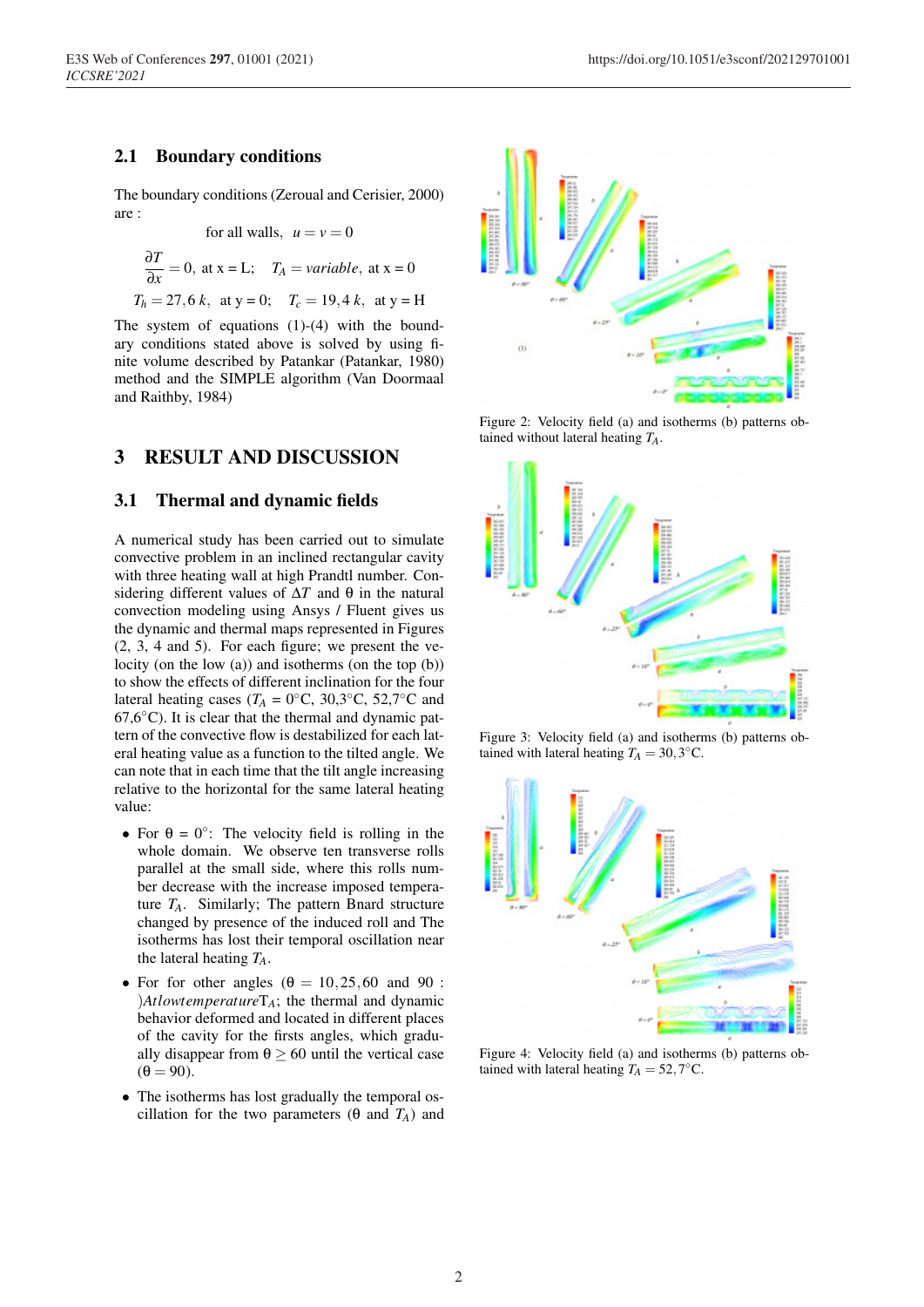### 2.1 Boundary conditions

The boundary conditions (Zeroual and Cerisier, 2000) are :

$$\text{for all walls,}\quad u = v = 0$$

$$\frac{\partial T}{\partial x} = 0,\ \text{at x = L};\quad T_A = variable,\ \text{at x = 0}$$

$$T_h = 27,6\,k,\quad \text{at y = 0};\quad T_c = 19,4\,k,\quad \text{at y = H}$$

The system of equations (1)-(4) with the boundary conditions stated above is solved by using finite volume described by Patankar (Patankar, 1980) method and the SIMPLE algorithm (Van Doormaal and Raithby, 1984)

## 3 RESULT AND DISCUSSION

### 3.1 Thermal and dynamic fields

A numerical study has been carried out to simulate convective problem in an inclined rectangular cavity with three heating wall at high Prandtl number. Considering different values of $\Delta T$ and θ in the natural convection modeling using Ansys / Fluent gives us the dynamic and thermal maps represented in Figures (2, 3, 4 and 5). For each figure; we present the velocity (on the low (a)) and isotherms (on the top (b)) to show the effects of different inclination for the four lateral heating cases ($T_A$ = 0°C, 30,3°C, 52,7°C and 67,6°C). It is clear that the thermal and dynamic pattern of the convective flow is destabilized for each lateral heating value as a function to the tilted angle. We can note that in each time that the tilt angle increasing relative to the horizontal for the same lateral heating value:

- For θ = 0°: The velocity field is rolling in the whole domain. We observe ten transverse rolls parallel at the small side, where this rolls number decrease with the increase imposed temperature $T_A$. Similarly; The pattern Bnard structure changed by presence of the induced roll and The isotherms has lost their temporal oscillation near the lateral heating $T_A$.
- For for other angles (θ = 10, 25, 60 and 90 : $)AtlowtemperatureT_A$; the thermal and dynamic behavior deformed and located in different places of the cavity for the firsts angles, which gradually disappear from θ ≥ 60 until the vertical case (θ = 90).
- The isotherms has lost gradually the temporal oscillation for the two parameters (θ and $T_A$) and

Figure 2: Velocity field (a) and isotherms (b) patterns obtained without lateral heating $T_A$.

Figure 3: Velocity field (a) and isotherms (b) patterns obtained with lateral heating $T_A = 30,3$°C.

Figure 4: Velocity field (a) and isotherms (b) patterns obtained with lateral heating $T_A = 52,7$°C.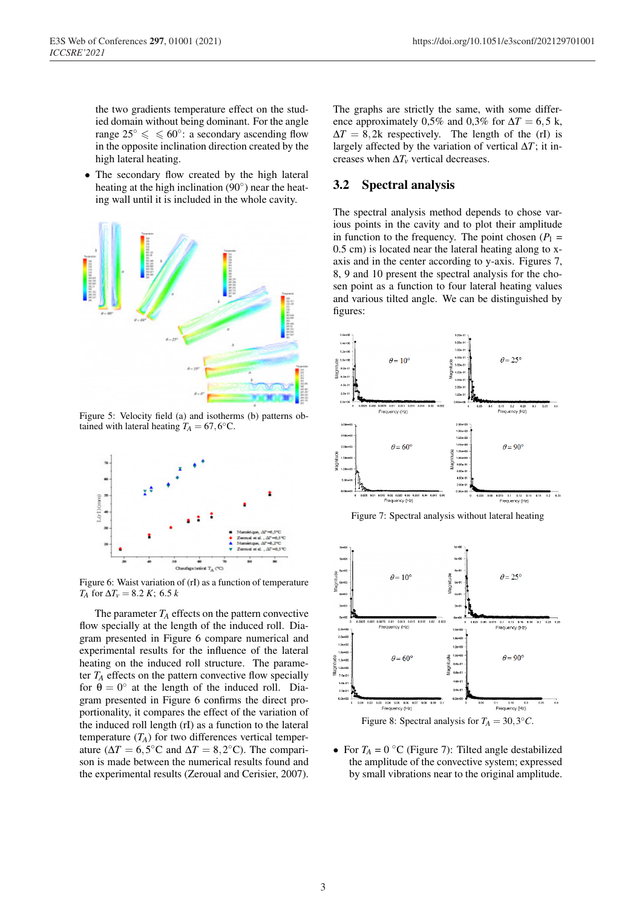the two gradients temperature effect on the studied domain without being dominant. For the angle range $25° \leqslant \leqslant 60°$: a secondary ascending flow in the opposite inclination direction created by the high lateral heating.

- The secondary flow created by the high lateral heating at the high inclination (90°) near the heating wall until it is included in the whole cavity.

Figure 5: Velocity field (a) and isotherms (b) patterns obtained with lateral heating $T_A = 67,6°C$.

Figure 6: Waist variation of (rI) as a function of temperature $T_A$ for $\Delta T_v = 8.2\ K;\ 6.5\ k$

The parameter $T_A$ effects on the pattern convective flow specially at the length of the induced roll. Diagram presented in Figure 6 compare numerical and experimental results for the influence of the lateral heating on the induced roll structure. The parameter $T_A$ effects on the pattern convective flow specially for $\theta = 0°$ at the length of the induced roll. Diagram presented in Figure 6 confirms the direct proportionality, it compares the effect of the variation of the induced roll length (rI) as a function to the lateral temperature ($T_A$) for two differences vertical temperature ($\Delta T = 6,5°C$ and $\Delta T = 8,2°C$). The comparison is made between the numerical results found and the experimental results (Zeroual and Cerisier, 2007).

The graphs are strictly the same, with some difference approximately 0,5% and 0,3% for $\Delta T = 6,5$ k, $\Delta T = 8,2$k respectively. The length of the (rI) is largely affected by the variation of vertical $\Delta T$; it increases when $\Delta T_v$ vertical decreases.

## 3.2 Spectral analysis

The spectral analysis method depends to chose various points in the cavity and to plot their amplitude in function to the frequency. The point chosen ($P_1 = 0.5$ cm) is located near the lateral heating along to x-axis and in the center according to y-axis. Figures 7, 8, 9 and 10 present the spectral analysis for the chosen point as a function to four lateral heating values and various tilted angle. We can be distinguished by figures:

Figure 7: Spectral analysis without lateral heating

Figure 8: Spectral analysis for $T_A = 30,3°C$.

- For $T_A = 0$ °C (Figure 7): Tilted angle destabilized the amplitude of the convective system; expressed by small vibrations near to the original amplitude.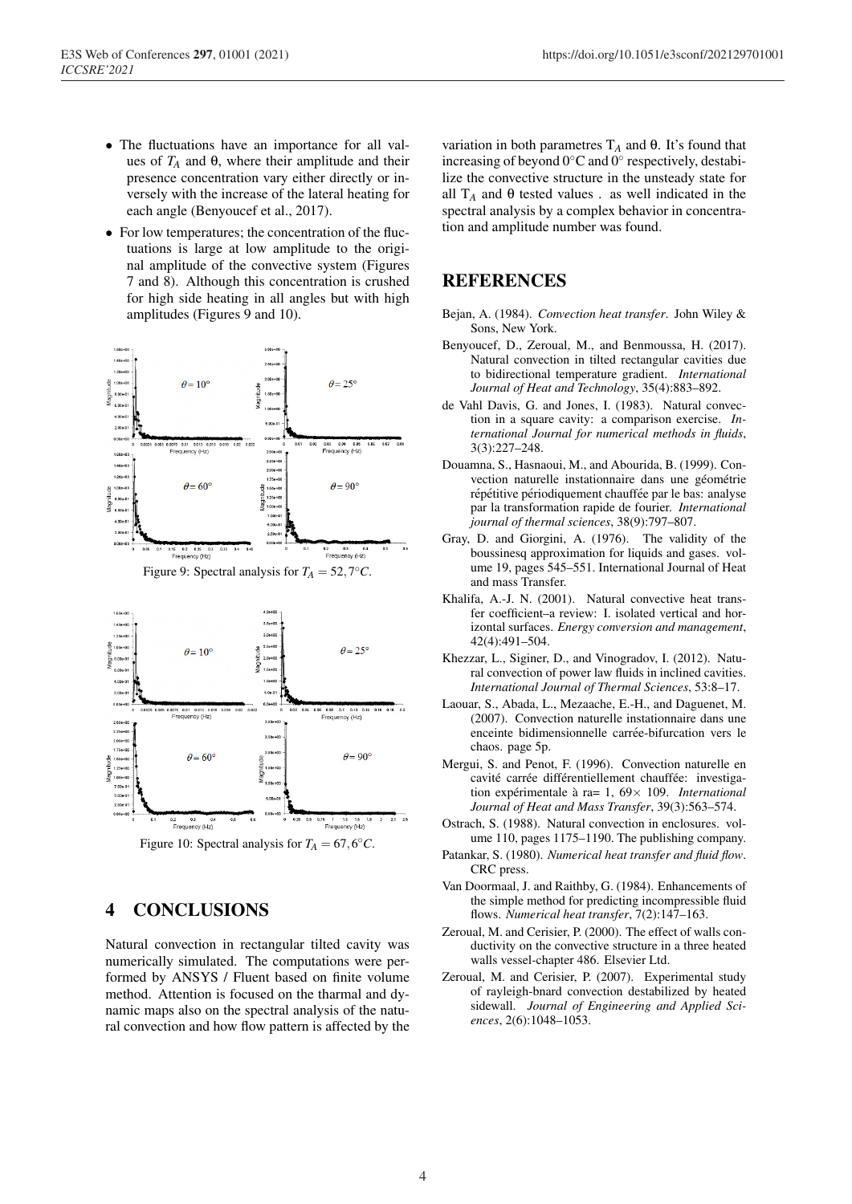- The fluctuations have an importance for all values of $T_A$ and θ, where their amplitude and their presence concentration vary either directly or inversely with the increase of the lateral heating for each angle (Benyoucef et al., 2017).
- For low temperatures; the concentration of the fluctuations is large at low amplitude to the original amplitude of the convective system (Figures 7 and 8). Although this concentration is crushed for high side heating in all angles but with high amplitudes (Figures 9 and 10).

$\theta = 10°$

$\theta = 25°$

$\theta = 60°$

$\theta = 90°$

Magnitude

Frequency (Hz)

Figure 9: Spectral analysis for $T_A = 52,7°C$.

$\theta = 10°$

$\theta = 25°$

$\theta = 60°$

$\theta = 90°$

Magnitude

Frequency (Hz)

Figure 10: Spectral analysis for $T_A = 67,6°C$.

# 4 CONCLUSIONS

Natural convection in rectangular tilted cavity was numerically simulated. The computations were performed by ANSYS / Fluent based on finite volume method. Attention is focused on the tharmal and dynamic maps also on the spectral analysis of the natural convection and how flow pattern is affected by the variation in both parametres $T_A$ and θ. It's found that increasing of beyond 0°C and 0° respectively, destabilize the convective structure in the unsteady state for all $T_A$ and θ tested values . as well indicated in the spectral analysis by a complex behavior in concentration and amplitude number was found.

# REFERENCES

Bejan, A. (1984). *Convection heat transfer*. John Wiley & Sons, New York.

Benyoucef, D., Zeroual, M., and Benmoussa, H. (2017). Natural convection in tilted rectangular cavities due to bidirectional temperature gradient. *International Journal of Heat and Technology*, 35(4):883–892.

de Vahl Davis, G. and Jones, I. (1983). Natural convection in a square cavity: a comparison exercise. *International Journal for numerical methods in fluids*, 3(3):227–248.

Douamna, S., Hasnaoui, M., and Abourida, B. (1999). Convection naturelle instationnaire dans une géométrie répétitive périodiquement chauffée par le bas: analyse par la transformation rapide de fourier. *International journal of thermal sciences*, 38(9):797–807.

Gray, D. and Giorgini, A. (1976). The validity of the boussinesq approximation for liquids and gases. volume 19, pages 545–551. International Journal of Heat and mass Transfer.

Khalifa, A.-J. N. (2001). Natural convective heat transfer coefficient–a review: I. isolated vertical and horizontal surfaces. *Energy conversion and management*, 42(4):491–504.

Khezzar, L., Siginer, D., and Vinogradov, I. (2012). Natural convection of power law fluids in inclined cavities. *International Journal of Thermal Sciences*, 53:8–17.

Laouar, S., Abada, L., Mezaache, E.-H., and Daguenet, M. (2007). Convection naturelle instationnaire dans une enceinte bidimensionnelle carrée-bifurcation vers le chaos. page 5p.

Mergui, S. and Penot, F. (1996). Convection naturelle en cavité carrée différentiellement chauffée: investigation expérimentale à ra= 1, 69× 109. *International Journal of Heat and Mass Transfer*, 39(3):563–574.

Ostrach, S. (1988). Natural convection in enclosures. volume 110, pages 1175–1190. The publishing company.

Patankar, S. (1980). *Numerical heat transfer and fluid flow*. CRC press.

Van Doormaal, J. and Raithby, G. (1984). Enhancements of the simple method for predicting incompressible fluid flows. *Numerical heat transfer*, 7(2):147–163.

Zeroual, M. and Cerisier, P. (2000). The effect of walls conductivity on the convective structure in a three heated walls vessel-chapter 486. Elsevier Ltd.

Zeroual, M. and Cerisier, P. (2007). Experimental study of rayleigh-bnard convection destabilized by heated sidewall. *Journal of Engineering and Applied Sciences*, 2(6):1048–1053.